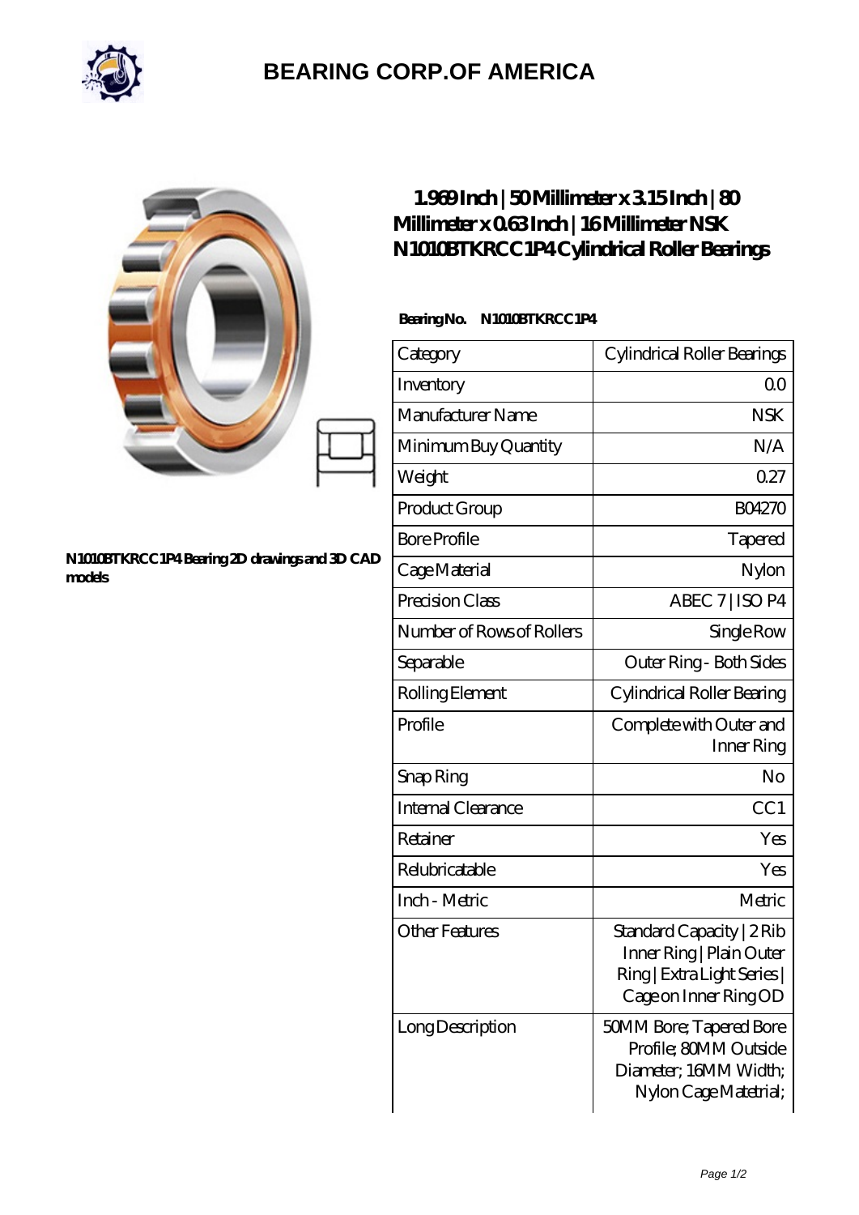# BEARING CORP.OF AMERICA

N1010BTKRCC1P4 Bearing 2D drawings and 3D CAD models

## 1.969 Inch | 50 Millimeter x 3.15 Inch | 80 Millimeter x 0.63 Inch | 16 Millimeter NSK N1010BTKRCC1P4 Cylindrical Roller Bearings

**Bearing No. N1010BTKRCC1P4**

| Category | Cylindrical Roller Bearings |
|---|---|
| Inventory | 0.0 |
| Manufacturer Name | NSK |
| Minimum Buy Quantity | N/A |
| Weight | 0.27 |
| Product Group | B04270 |
| Bore Profile | Tapered |
| Cage Material | Nylon |
| Precision Class | ABEC 7 \| ISO P4 |
| Number of Rows of Rollers | Single Row |
| Separable | Outer Ring - Both Sides |
| Rolling Element | Cylindrical Roller Bearing |
| Profile | Complete with Outer and Inner Ring |
| Snap Ring | No |
| Internal Clearance | CC1 |
| Retainer | Yes |
| Relubricatable | Yes |
| Inch - Metric | Metric |
| Other Features | Standard Capacity \| 2 Rib Inner Ring \| Plain Outer Ring \| Extra Light Series \| Cage on Inner Ring OD |
| Long Description | 50MM Bore; Tapered Bore Profile; 80MM Outside Diameter; 16MM Width; Nylon Cage Matetrial; |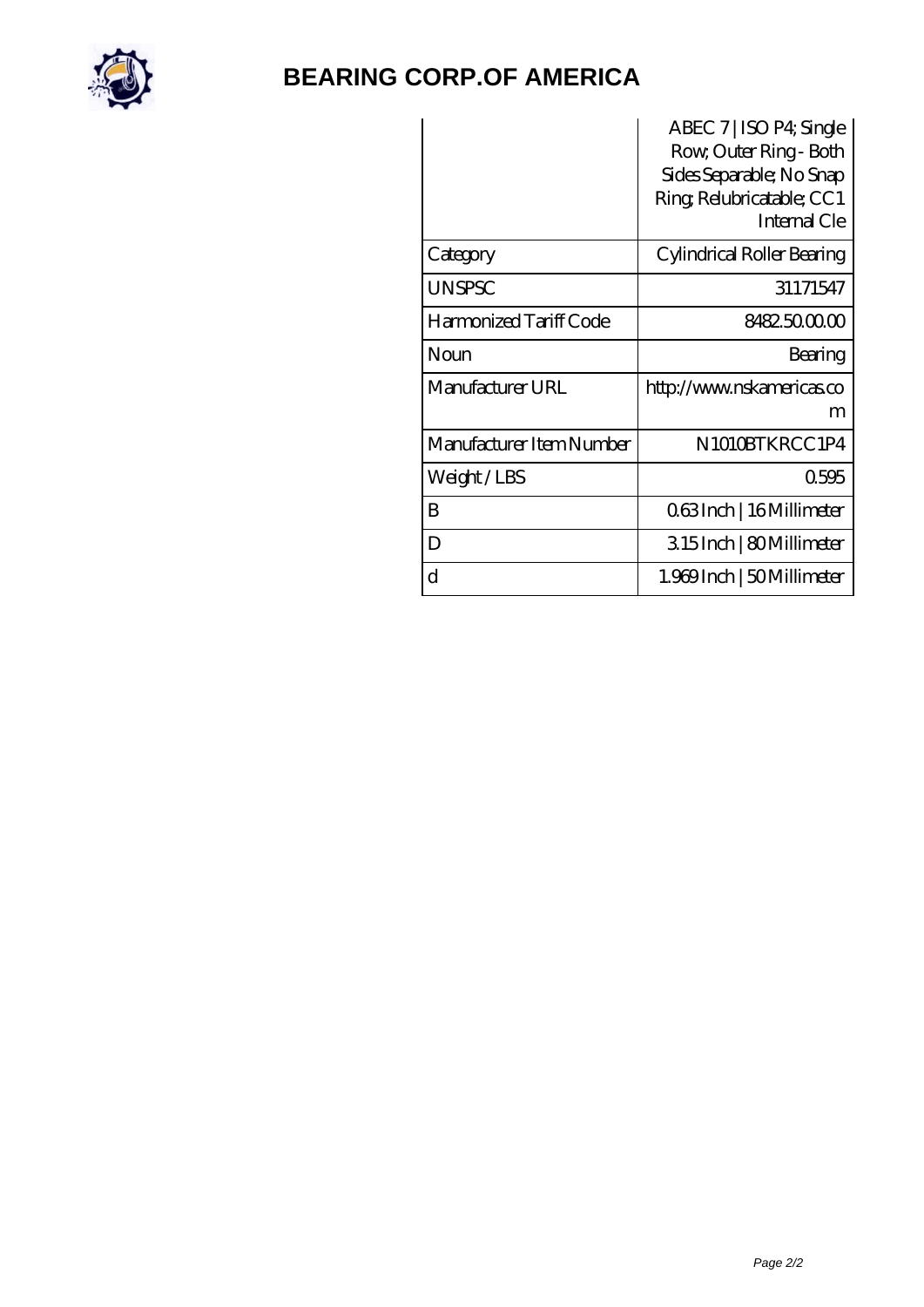| | |
|---|---|
| | ABEC 7 \| ISO P4; Single Row; Outer Ring - Both Sides Separable; No Snap Ring; Relubricatable; CC1 Internal Cle |
| Category | Cylindrical Roller Bearing |
| UNSPSC | 31171547 |
| Harmonized Tariff Code | 8482.50.00.00 |
| Noun | Bearing |
| Manufacturer URL | http://www.nskamericas.com |
| Manufacturer Item Number | N1010BTKRCC1P4 |
| Weight / LBS | 0.595 |
| B | 0.63 Inch \| 16 Millimeter |
| D | 3.15 Inch \| 80 Millimeter |
| d | 1.969 Inch \| 50 Millimeter |